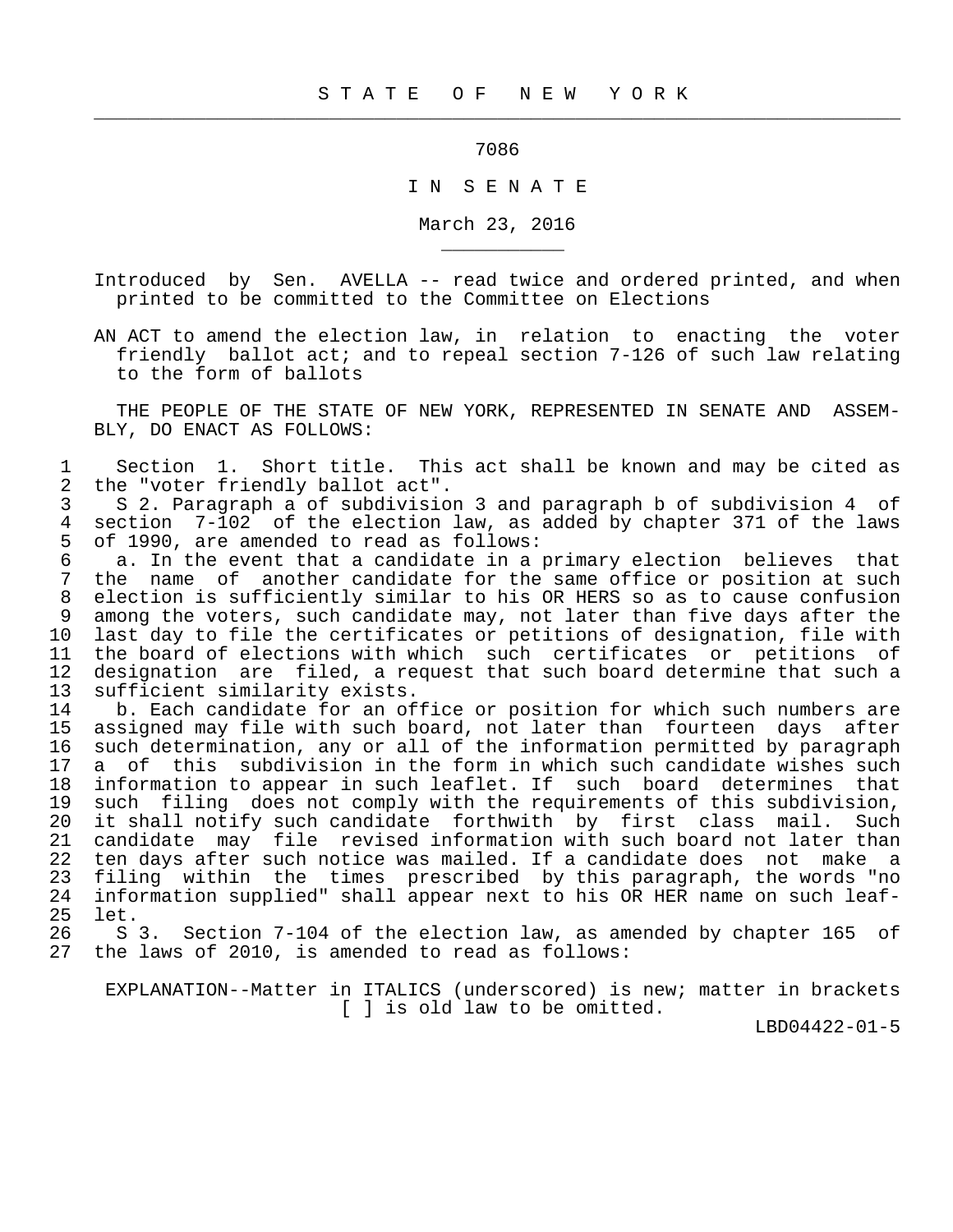# S T A T E O F N E W Y O R K

7086

I N S E N A T E

March 23, 2016

Introduced by Sen. AVELLA -- read twice and ordered printed, and when printed to be committed to the Committee on Elections

AN ACT to amend the election law, in relation to enacting the voter friendly ballot act; and to repeal section 7-126 of such law relating to the form of ballots

THE PEOPLE OF THE STATE OF NEW YORK, REPRESENTED IN SENATE AND ASSEMBLY, DO ENACT AS FOLLOWS:

1 Section 1. Short title. This act shall be known and may be cited as
2 the "voter friendly ballot act".
3 S 2. Paragraph a of subdivision 3 and paragraph b of subdivision 4 of
4 section 7-102 of the election law, as added by chapter 371 of the laws
5 of 1990, are amended to read as follows:
6 a. In the event that a candidate in a primary election believes that
7 the name of another candidate for the same office or position at such
8 election is sufficiently similar to his OR HERS so as to cause confusion
9 among the voters, such candidate may, not later than five days after the
10 last day to file the certificates or petitions of designation, file with
11 the board of elections with which such certificates or petitions of
12 designation are filed, a request that such board determine that such a
13 sufficient similarity exists.
14 b. Each candidate for an office or position for which such numbers are
15 assigned may file with such board, not later than fourteen days after
16 such determination, any or all of the information permitted by paragraph
17 a of this subdivision in the form in which such candidate wishes such
18 information to appear in such leaflet. If such board determines that
19 such filing does not comply with the requirements of this subdivision,
20 it shall notify such candidate forthwith by first class mail. Such
21 candidate may file revised information with such board not later than
22 ten days after such notice was mailed. If a candidate does not make a
23 filing within the times prescribed by this paragraph, the words "no
24 information supplied" shall appear next to his OR HER name on such leaf-
25 let.
26 S 3. Section 7-104 of the election law, as amended by chapter 165 of
27 the laws of 2010, is amended to read as follows:

EXPLANATION--Matter in ITALICS (underscored) is new; matter in brackets [ ] is old law to be omitted.

LBD04422-01-5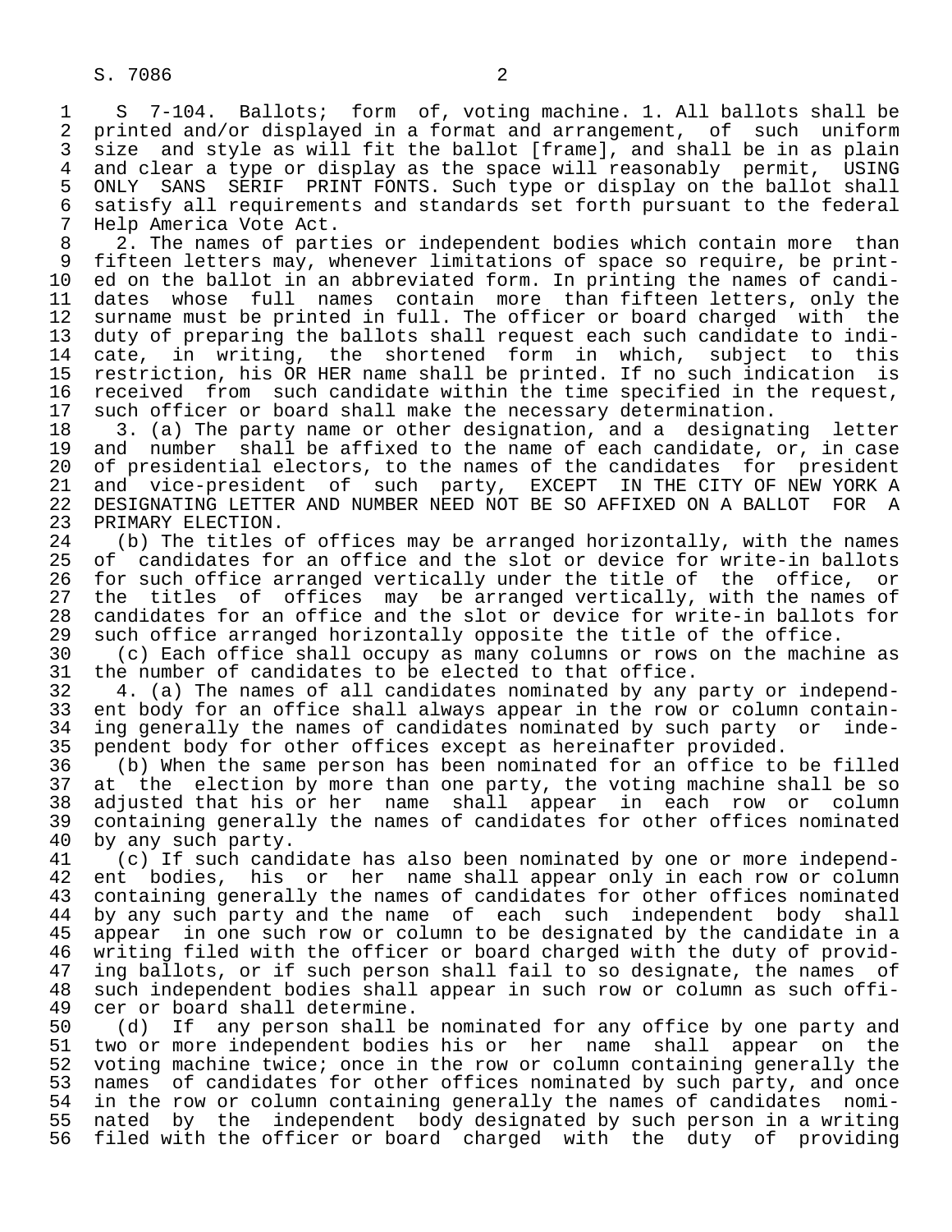§ 7-104. Ballots; form of, voting machine. 1. All ballots shall be printed and/or displayed in a format and arrangement, of such uniform size and style as will fit the ballot [frame], and shall be in as plain and clear a type or display as the space will reasonably permit, USING ONLY SANS SERIF PRINT FONTS. Such type or display on the ballot shall satisfy all requirements and standards set forth pursuant to the federal Help America Vote Act.

2. The names of parties or independent bodies which contain more than fifteen letters may, whenever limitations of space so require, be printed on the ballot in an abbreviated form. In printing the names of candidates whose full names contain more than fifteen letters, only the surname must be printed in full. The officer or board charged with the duty of preparing the ballots shall request each such candidate to indicate, in writing, the shortened form in which, subject to this restriction, his OR HER name shall be printed. If no such indication is received from such candidate within the time specified in the request, such officer or board shall make the necessary determination.

3. (a) The party name or other designation, and a designating letter and number shall be affixed to the name of each candidate, or, in case of presidential electors, to the names of the candidates for president and vice-president of such party, EXCEPT IN THE CITY OF NEW YORK A DESIGNATING LETTER AND NUMBER NEED NOT BE SO AFFIXED ON A BALLOT FOR A PRIMARY ELECTION.

(b) The titles of offices may be arranged horizontally, with the names of candidates for an office and the slot or device for write-in ballots for such office arranged vertically under the title of the office, or the titles of offices may be arranged vertically, with the names of candidates for an office and the slot or device for write-in ballots for such office arranged horizontally opposite the title of the office.

(c) Each office shall occupy as many columns or rows on the machine as the number of candidates to be elected to that office.

4. (a) The names of all candidates nominated by any party or independent body for an office shall always appear in the row or column containing generally the names of candidates nominated by such party or independent body for other offices except as hereinafter provided.

(b) When the same person has been nominated for an office to be filled at the election by more than one party, the voting machine shall be so adjusted that his or her name shall appear in each row or column containing generally the names of candidates for other offices nominated by any such party.

(c) If such candidate has also been nominated by one or more independent bodies, his or her name shall appear only in each row or column containing generally the names of candidates for other offices nominated by any such party and the name of each such independent body shall appear in one such row or column to be designated by the candidate in a writing filed with the officer or board charged with the duty of providing ballots, or if such person shall fail to so designate, the names of such independent bodies shall appear in such row or column as such officer or board shall determine.

(d) If any person shall be nominated for any office by one party and two or more independent bodies his or her name shall appear on the voting machine twice; once in the row or column containing generally the names of candidates for other offices nominated by such party, and once in the row or column containing generally the names of candidates nominated by the independent body designated by such person in a writing filed with the officer or board charged with the duty of providing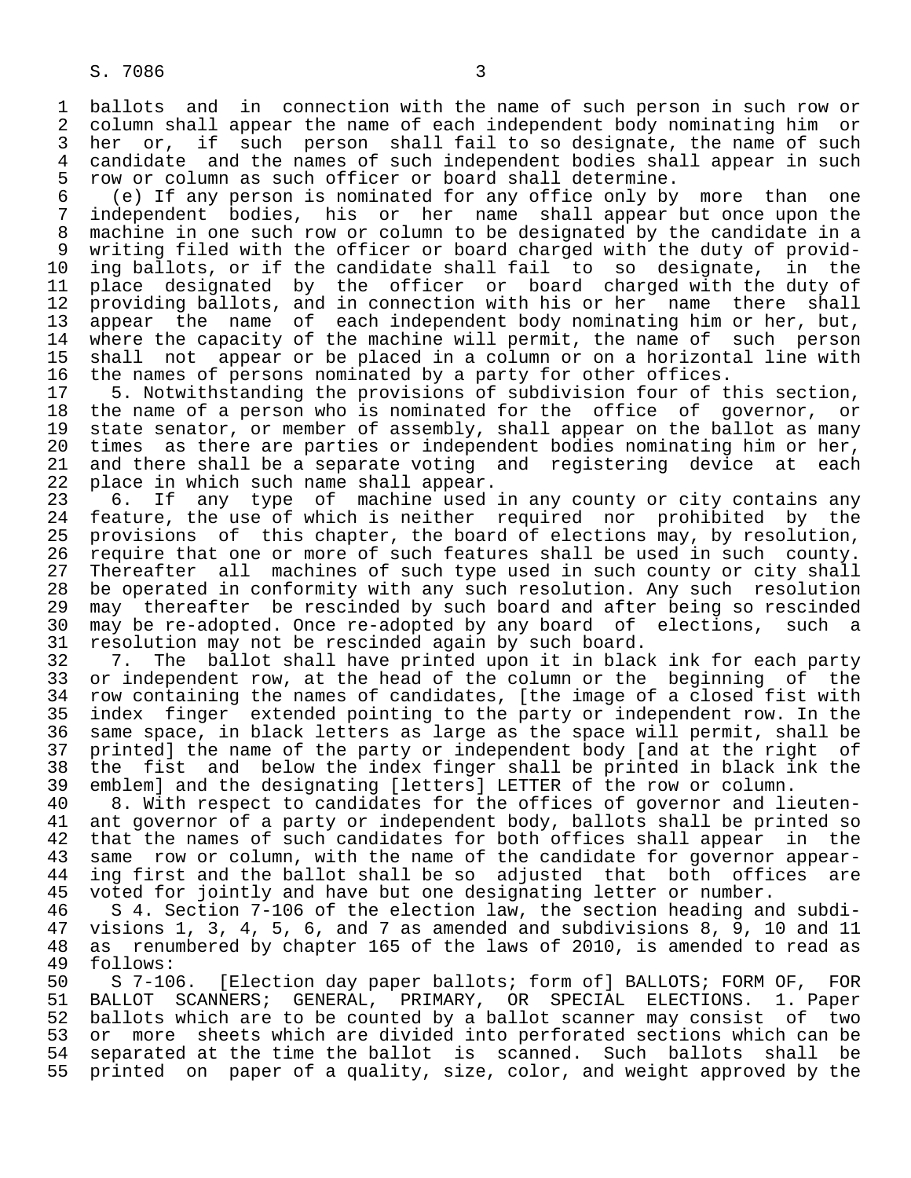ballots and in connection with the name of such person in such row or column shall appear the name of each independent body nominating him or her or, if such person shall fail to so designate, the name of such candidate and the names of such independent bodies shall appear in such row or column as such officer or board shall determine.

(e) If any person is nominated for any office only by more than one independent bodies, his or her name shall appear but once upon the machine in one such row or column to be designated by the candidate in a writing filed with the officer or board charged with the duty of providing ballots, or if the candidate shall fail to so designate, in the place designated by the officer or board charged with the duty of providing ballots, and in connection with his or her name there shall appear the name of each independent body nominating him or her, but, where the capacity of the machine will permit, the name of such person shall not appear or be placed in a column or on a horizontal line with the names of persons nominated by a party for other offices.

5. Notwithstanding the provisions of subdivision four of this section, the name of a person who is nominated for the office of governor, or state senator, or member of assembly, shall appear on the ballot as many times as there are parties or independent bodies nominating him or her, and there shall be a separate voting and registering device at each place in which such name shall appear.

6. If any type of machine used in any county or city contains any feature, the use of which is neither required nor prohibited by the provisions of this chapter, the board of elections may, by resolution, require that one or more of such features shall be used in such county. Thereafter all machines of such type used in such county or city shall be operated in conformity with any such resolution. Any such resolution may thereafter be rescinded by such board and after being so rescinded may be re-adopted. Once re-adopted by any board of elections, such a resolution may not be rescinded again by such board.

7. The ballot shall have printed upon it in black ink for each party or independent row, at the head of the column or the beginning of the row containing the names of candidates, [the image of a closed fist with index finger extended pointing to the party or independent row. In the same space, in black letters as large as the space will permit, shall be printed] the name of the party or independent body [and at the right of the fist and below the index finger shall be printed in black ink the emblem] and the designating [letters] LETTER of the row or column.

8. With respect to candidates for the offices of governor and lieutenant governor of a party or independent body, ballots shall be printed so that the names of such candidates for both offices shall appear in the same row or column, with the name of the candidate for governor appearing first and the ballot shall be so adjusted that both offices are voted for jointly and have but one designating letter or number.

S 4. Section 7-106 of the election law, the section heading and subdivisions 1, 3, 4, 5, 6, and 7 as amended and subdivisions 8, 9, 10 and 11 as renumbered by chapter 165 of the laws of 2010, is amended to read as follows:

S 7-106. [Election day paper ballots; form of] BALLOTS; FORM OF, FOR BALLOT SCANNERS; GENERAL, PRIMARY, OR SPECIAL ELECTIONS. 1. Paper ballots which are to be counted by a ballot scanner may consist of two or more sheets which are divided into perforated sections which can be separated at the time the ballot is scanned. Such ballots shall be printed on paper of a quality, size, color, and weight approved by the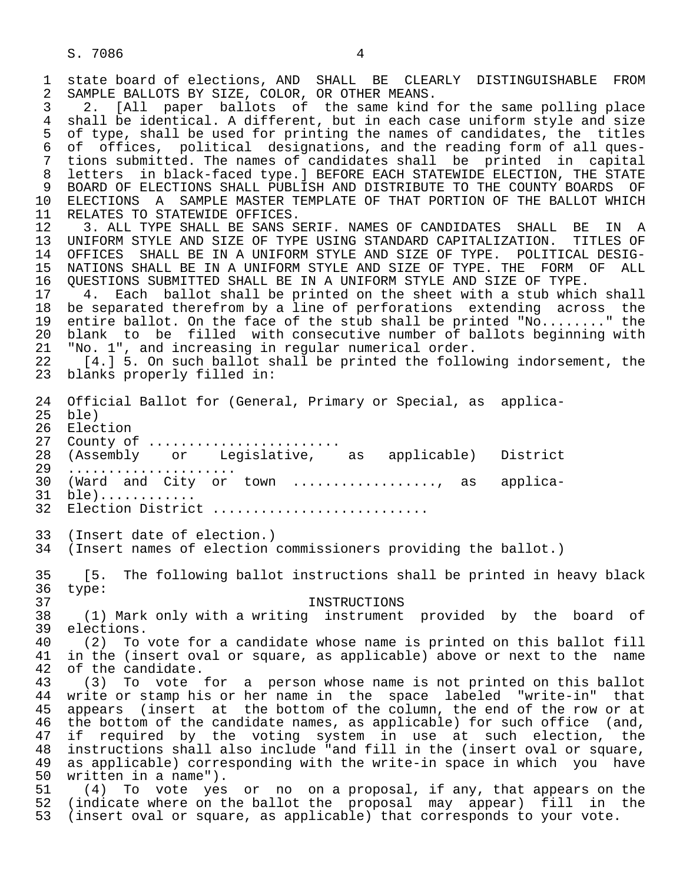state board of elections, AND SHALL BE CLEARLY DISTINGUISHABLE FROM SAMPLE BALLOTS BY SIZE, COLOR, OR OTHER MEANS.

2. [All paper ballots of the same kind for the same polling place shall be identical. A different, but in each case uniform style and size of type, shall be used for printing the names of candidates, the titles of offices, political designations, and the reading form of all questions submitted. The names of candidates shall be printed in capital letters in black-faced type.] BEFORE EACH STATEWIDE ELECTION, THE STATE BOARD OF ELECTIONS SHALL PUBLISH AND DISTRIBUTE TO THE COUNTY BOARDS OF ELECTIONS A SAMPLE MASTER TEMPLATE OF THAT PORTION OF THE BALLOT WHICH RELATES TO STATEWIDE OFFICES.

3. ALL TYPE SHALL BE SANS SERIF. NAMES OF CANDIDATES SHALL BE IN A UNIFORM STYLE AND SIZE OF TYPE USING STANDARD CAPITALIZATION. TITLES OF OFFICES SHALL BE IN A UNIFORM STYLE AND SIZE OF TYPE. POLITICAL DESIGNATIONS SHALL BE IN A UNIFORM STYLE AND SIZE OF TYPE. THE FORM OF ALL QUESTIONS SUBMITTED SHALL BE IN A UNIFORM STYLE AND SIZE OF TYPE.

4. Each ballot shall be printed on the sheet with a stub which shall be separated therefrom by a line of perforations extending across the entire ballot. On the face of the stub shall be printed "No........" the blank to be filled with consecutive number of ballots beginning with "No. 1", and increasing in regular numerical order.

[4.] 5. On such ballot shall be printed the following indorsement, the blanks properly filled in:

Official Ballot for (General, Primary or Special, as applicable)
Election
County of .......................
(Assembly or Legislative, as applicable) District
....................
(Ward and City or town ................., as applicable)...........
Election District .........................

(Insert date of election.)
(Insert names of election commissioners providing the ballot.)

[5. The following ballot instructions shall be printed in heavy black type:

INSTRUCTIONS

(1) Mark only with a writing instrument provided by the board of elections.

(2) To vote for a candidate whose name is printed on this ballot fill in the (insert oval or square, as applicable) above or next to the name of the candidate.

(3) To vote for a person whose name is not printed on this ballot write or stamp his or her name in the space labeled "write-in" that appears (insert at the bottom of the column, the end of the row or at the bottom of the candidate names, as applicable) for such office (and, if required by the voting system in use at such election, the instructions shall also include "and fill in the (insert oval or square, as applicable) corresponding with the write-in space in which you have written in a name").

(4) To vote yes or no on a proposal, if any, that appears on the (indicate where on the ballot the proposal may appear) fill in the (insert oval or square, as applicable) that corresponds to your vote.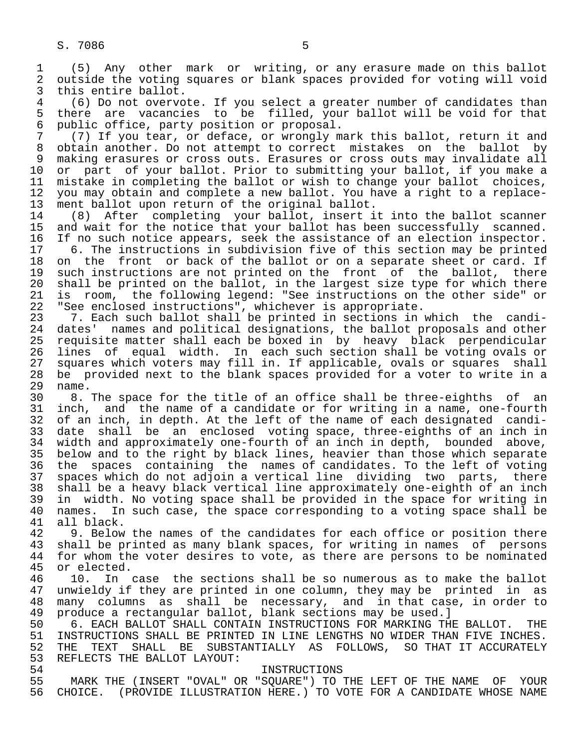(5) Any other mark or writing, or any erasure made on this ballot outside the voting squares or blank spaces provided for voting will void this entire ballot.

(6) Do not overvote. If you select a greater number of candidates than there are vacancies to be filled, your ballot will be void for that public office, party position or proposal.

(7) If you tear, or deface, or wrongly mark this ballot, return it and obtain another. Do not attempt to correct mistakes on the ballot by making erasures or cross outs. Erasures or cross outs may invalidate all or part of your ballot. Prior to submitting your ballot, if you make a mistake in completing the ballot or wish to change your ballot choices, you may obtain and complete a new ballot. You have a right to a replacement ballot upon return of the original ballot.

(8) After completing your ballot, insert it into the ballot scanner and wait for the notice that your ballot has been successfully scanned. If no such notice appears, seek the assistance of an election inspector.

6. The instructions in subdivision five of this section may be printed on the front or back of the ballot or on a separate sheet or card. If such instructions are not printed on the front of the ballot, there shall be printed on the ballot, in the largest size type for which there is room, the following legend: "See instructions on the other side" or "See enclosed instructions", whichever is appropriate.

7. Each such ballot shall be printed in sections in which the candidates' names and political designations, the ballot proposals and other requisite matter shall each be boxed in by heavy black perpendicular lines of equal width. In each such section shall be voting ovals or squares which voters may fill in. If applicable, ovals or squares shall be provided next to the blank spaces provided for a voter to write in a name.

8. The space for the title of an office shall be three-eighths of an inch, and the name of a candidate or for writing in a name, one-fourth of an inch, in depth. At the left of the name of each designated candidate shall be an enclosed voting space, three-eighths of an inch in width and approximately one-fourth of an inch in depth, bounded above, below and to the right by black lines, heavier than those which separate the spaces containing the names of candidates. To the left of voting spaces which do not adjoin a vertical line dividing two parts, there shall be a heavy black vertical line approximately one-eighth of an inch in width. No voting space shall be provided in the space for writing in names. In such case, the space corresponding to a voting space shall be all black.

9. Below the names of the candidates for each office or position there shall be printed as many blank spaces, for writing in names of persons for whom the voter desires to vote, as there are persons to be nominated or elected.

10. In case the sections shall be so numerous as to make the ballot unwieldy if they are printed in one column, they may be printed in as many columns as shall be necessary, and in that case, in order to produce a rectangular ballot, blank sections may be used.]

6. EACH BALLOT SHALL CONTAIN INSTRUCTIONS FOR MARKING THE BALLOT. THE INSTRUCTIONS SHALL BE PRINTED IN LINE LENGTHS NO WIDER THAN FIVE INCHES. THE TEXT SHALL BE SUBSTANTIALLY AS FOLLOWS, SO THAT IT ACCURATELY REFLECTS THE BALLOT LAYOUT:

INSTRUCTIONS

MARK THE (INSERT "OVAL" OR "SQUARE") TO THE LEFT OF THE NAME OF YOUR CHOICE. (PROVIDE ILLUSTRATION HERE.) TO VOTE FOR A CANDIDATE WHOSE NAME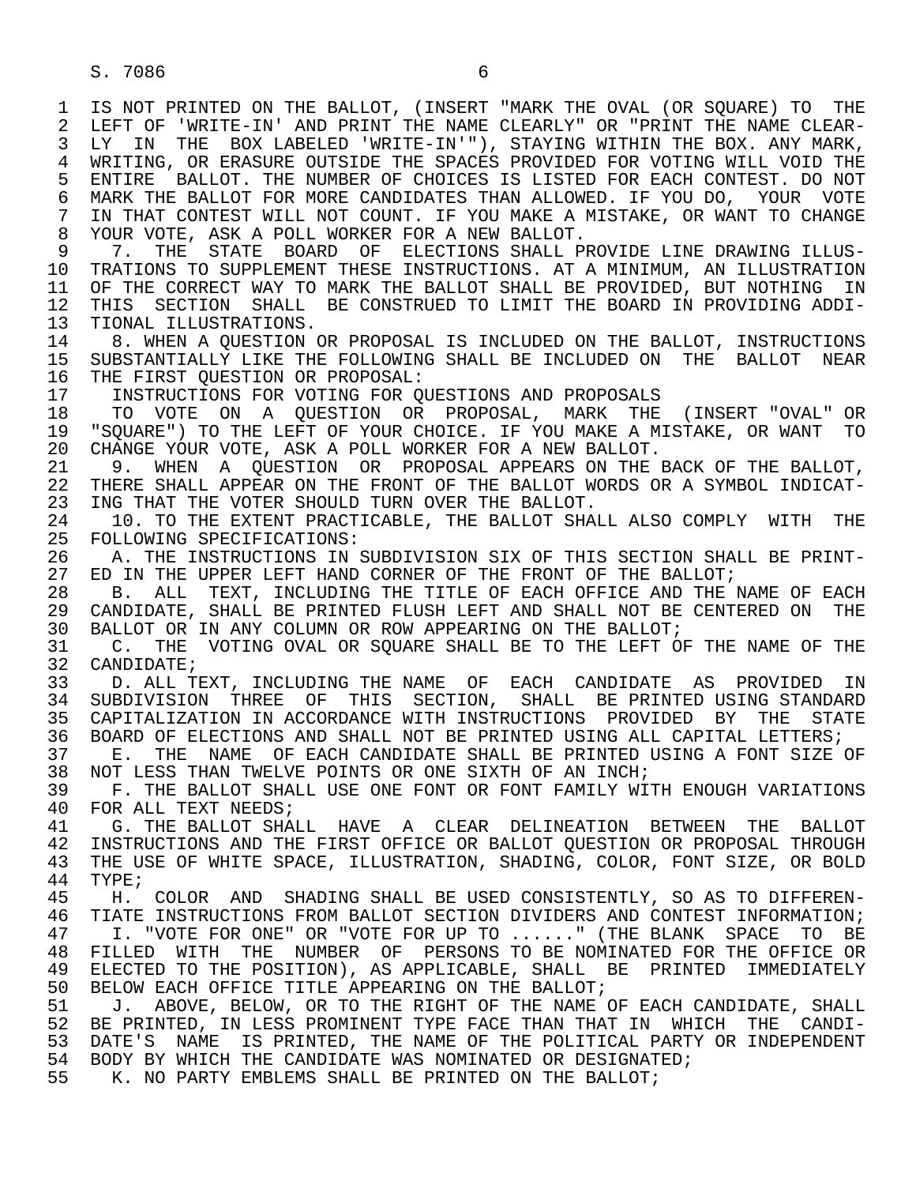IS NOT PRINTED ON THE BALLOT, (INSERT "MARK THE OVAL (OR SQUARE) TO THE LEFT OF 'WRITE-IN' AND PRINT THE NAME CLEARLY" OR "PRINT THE NAME CLEARLY IN THE BOX LABELED 'WRITE-IN'"), STAYING WITHIN THE BOX. ANY MARK, WRITING, OR ERASURE OUTSIDE THE SPACES PROVIDED FOR VOTING WILL VOID THE ENTIRE BALLOT. THE NUMBER OF CHOICES IS LISTED FOR EACH CONTEST. DO NOT MARK THE BALLOT FOR MORE CANDIDATES THAN ALLOWED. IF YOU DO, YOUR VOTE IN THAT CONTEST WILL NOT COUNT. IF YOU MAKE A MISTAKE, OR WANT TO CHANGE YOUR VOTE, ASK A POLL WORKER FOR A NEW BALLOT.

7. THE STATE BOARD OF ELECTIONS SHALL PROVIDE LINE DRAWING ILLUSTRATIONS TO SUPPLEMENT THESE INSTRUCTIONS. AT A MINIMUM, AN ILLUSTRATION OF THE CORRECT WAY TO MARK THE BALLOT SHALL BE PROVIDED, BUT NOTHING IN THIS SECTION SHALL BE CONSTRUED TO LIMIT THE BOARD IN PROVIDING ADDITIONAL ILLUSTRATIONS.

8. WHEN A QUESTION OR PROPOSAL IS INCLUDED ON THE BALLOT, INSTRUCTIONS SUBSTANTIALLY LIKE THE FOLLOWING SHALL BE INCLUDED ON THE BALLOT NEAR THE FIRST QUESTION OR PROPOSAL:

INSTRUCTIONS FOR VOTING FOR QUESTIONS AND PROPOSALS

TO VOTE ON A QUESTION OR PROPOSAL, MARK THE (INSERT "OVAL" OR "SQUARE") TO THE LEFT OF YOUR CHOICE. IF YOU MAKE A MISTAKE, OR WANT TO CHANGE YOUR VOTE, ASK A POLL WORKER FOR A NEW BALLOT.

9. WHEN A QUESTION OR PROPOSAL APPEARS ON THE BACK OF THE BALLOT, THERE SHALL APPEAR ON THE FRONT OF THE BALLOT WORDS OR A SYMBOL INDICATING THAT THE VOTER SHOULD TURN OVER THE BALLOT.

10. TO THE EXTENT PRACTICABLE, THE BALLOT SHALL ALSO COMPLY WITH THE FOLLOWING SPECIFICATIONS:

A. THE INSTRUCTIONS IN SUBDIVISION SIX OF THIS SECTION SHALL BE PRINTED IN THE UPPER LEFT HAND CORNER OF THE FRONT OF THE BALLOT;

B. ALL TEXT, INCLUDING THE TITLE OF EACH OFFICE AND THE NAME OF EACH CANDIDATE, SHALL BE PRINTED FLUSH LEFT AND SHALL NOT BE CENTERED ON THE BALLOT OR IN ANY COLUMN OR ROW APPEARING ON THE BALLOT;

C. THE VOTING OVAL OR SQUARE SHALL BE TO THE LEFT OF THE NAME OF THE CANDIDATE;

D. ALL TEXT, INCLUDING THE NAME OF EACH CANDIDATE AS PROVIDED IN SUBDIVISION THREE OF THIS SECTION, SHALL BE PRINTED USING STANDARD CAPITALIZATION IN ACCORDANCE WITH INSTRUCTIONS PROVIDED BY THE STATE BOARD OF ELECTIONS AND SHALL NOT BE PRINTED USING ALL CAPITAL LETTERS;

E. THE NAME OF EACH CANDIDATE SHALL BE PRINTED USING A FONT SIZE OF NOT LESS THAN TWELVE POINTS OR ONE SIXTH OF AN INCH;

F. THE BALLOT SHALL USE ONE FONT OR FONT FAMILY WITH ENOUGH VARIATIONS FOR ALL TEXT NEEDS;

G. THE BALLOT SHALL HAVE A CLEAR DELINEATION BETWEEN THE BALLOT INSTRUCTIONS AND THE FIRST OFFICE OR BALLOT QUESTION OR PROPOSAL THROUGH THE USE OF WHITE SPACE, ILLUSTRATION, SHADING, COLOR, FONT SIZE, OR BOLD TYPE;

H. COLOR AND SHADING SHALL BE USED CONSISTENTLY, SO AS TO DIFFERENTIATE INSTRUCTIONS FROM BALLOT SECTION DIVIDERS AND CONTEST INFORMATION;

I. "VOTE FOR ONE" OR "VOTE FOR UP TO ......" (THE BLANK SPACE TO BE FILLED WITH THE NUMBER OF PERSONS TO BE NOMINATED FOR THE OFFICE OR ELECTED TO THE POSITION), AS APPLICABLE, SHALL BE PRINTED IMMEDIATELY BELOW EACH OFFICE TITLE APPEARING ON THE BALLOT;

J. ABOVE, BELOW, OR TO THE RIGHT OF THE NAME OF EACH CANDIDATE, SHALL BE PRINTED, IN LESS PROMINENT TYPE FACE THAN THAT IN WHICH THE CANDIDATE'S NAME IS PRINTED, THE NAME OF THE POLITICAL PARTY OR INDEPENDENT BODY BY WHICH THE CANDIDATE WAS NOMINATED OR DESIGNATED;

K. NO PARTY EMBLEMS SHALL BE PRINTED ON THE BALLOT;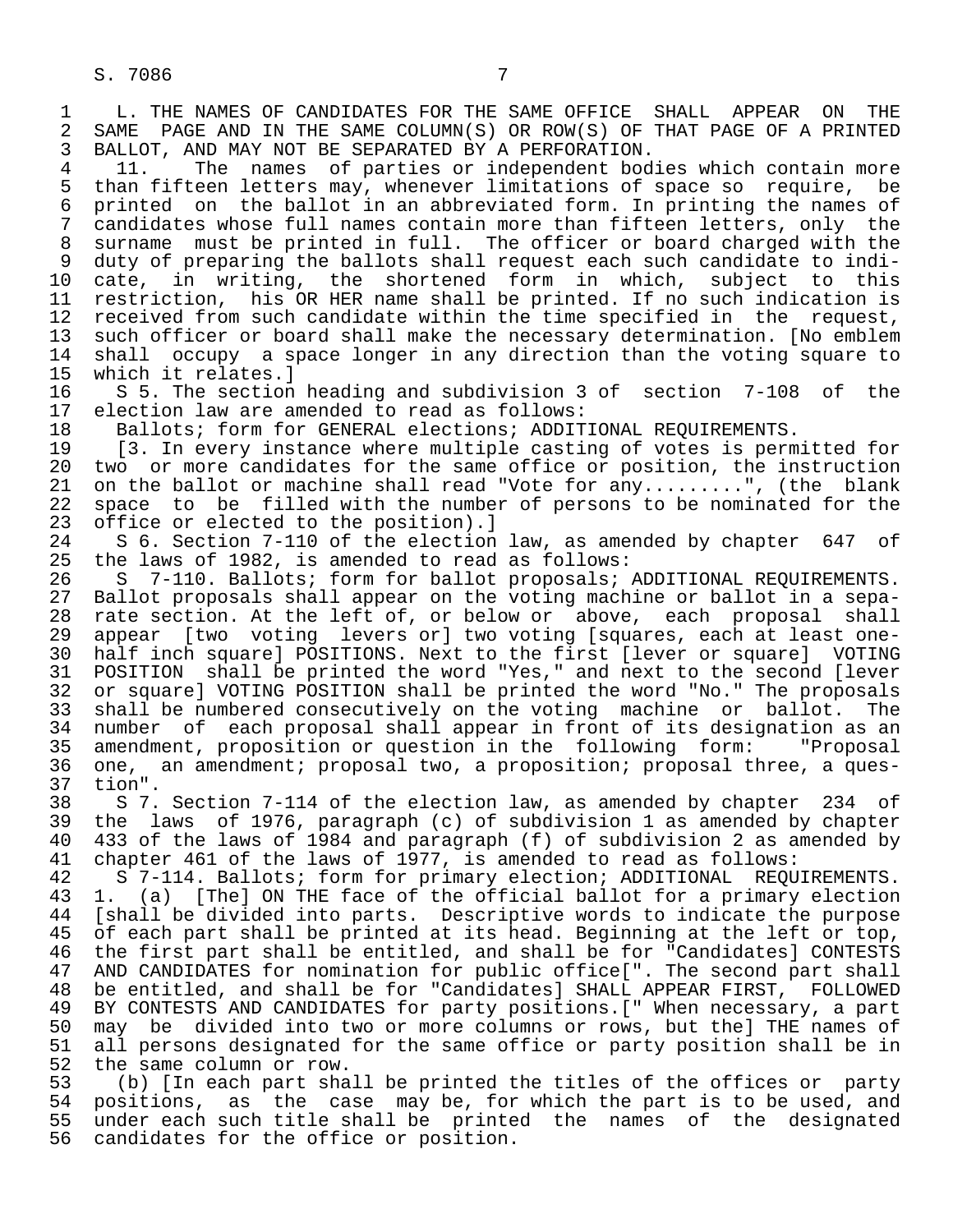L. THE NAMES OF CANDIDATES FOR THE SAME OFFICE SHALL APPEAR ON THE SAME PAGE AND IN THE SAME COLUMN(S) OR ROW(S) OF THAT PAGE OF A PRINTED BALLOT, AND MAY NOT BE SEPARATED BY A PERFORATION.

11. The names of parties or independent bodies which contain more than fifteen letters may, whenever limitations of space so require, be printed on the ballot in an abbreviated form. In printing the names of candidates whose full names contain more than fifteen letters, only the surname must be printed in full. The officer or board charged with the duty of preparing the ballots shall request each such candidate to indicate, in writing, the shortened form in which, subject to this restriction, his OR HER name shall be printed. If no such indication is received from such candidate within the time specified in the request, such officer or board shall make the necessary determination. [No emblem shall occupy a space longer in any direction than the voting square to which it relates.]

S 5. The section heading and subdivision 3 of section 7-108 of the election law are amended to read as follows:

Ballots; form for GENERAL elections; ADDITIONAL REQUIREMENTS.

[3. In every instance where multiple casting of votes is permitted for two or more candidates for the same office or position, the instruction on the ballot or machine shall read "Vote for any.........", (the blank space to be filled with the number of persons to be nominated for the office or elected to the position).]

S 6. Section 7-110 of the election law, as amended by chapter 647 of the laws of 1982, is amended to read as follows:

S 7-110. Ballots; form for ballot proposals; ADDITIONAL REQUIREMENTS. Ballot proposals shall appear on the voting machine or ballot in a separate section. At the left of, or below or above, each proposal shall appear [two voting levers or] two voting [squares, each at least one-half inch square] POSITIONS. Next to the first [lever or square] VOTING POSITION shall be printed the word "Yes," and next to the second [lever or square] VOTING POSITION shall be printed the word "No." The proposals shall be numbered consecutively on the voting machine or ballot. The number of each proposal shall appear in front of its designation as an amendment, proposition or question in the following form: "Proposal one, an amendment; proposal two, a proposition; proposal three, a question".

S 7. Section 7-114 of the election law, as amended by chapter 234 of the laws of 1976, paragraph (c) of subdivision 1 as amended by chapter 433 of the laws of 1984 and paragraph (f) of subdivision 2 as amended by chapter 461 of the laws of 1977, is amended to read as follows:

S 7-114. Ballots; form for primary election; ADDITIONAL REQUIREMENTS. 1. (a) [The] ON THE face of the official ballot for a primary election [shall be divided into parts. Descriptive words to indicate the purpose of each part shall be printed at its head. Beginning at the left or top, the first part shall be entitled, and shall be for "Candidates] CONTESTS AND CANDIDATES for nomination for public office[". The second part shall be entitled, and shall be for "Candidates] SHALL APPEAR FIRST, FOLLOWED BY CONTESTS AND CANDIDATES for party positions.[" When necessary, a part may be divided into two or more columns or rows, but the] THE names of all persons designated for the same office or party position shall be in the same column or row.

(b) [In each part shall be printed the titles of the offices or party positions, as the case may be, for which the part is to be used, and under each such title shall be printed the names of the designated candidates for the office or position.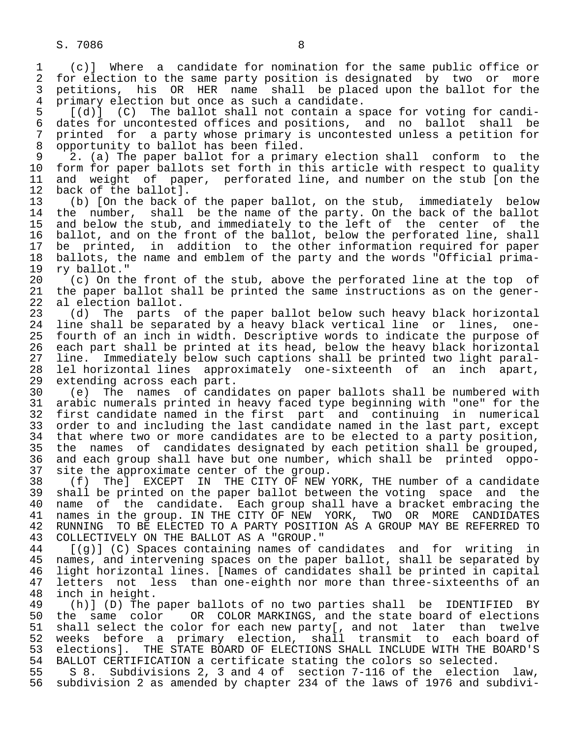(c)] Where a candidate for nomination for the same public office or for election to the same party position is designated by two or more petitions, his OR HER name shall be placed upon the ballot for the primary election but once as such a candidate.

[(d)] (C) The ballot shall not contain a space for voting for candidates for uncontested offices and positions, and no ballot shall be printed for a party whose primary is uncontested unless a petition for opportunity to ballot has been filed.

2. (a) The paper ballot for a primary election shall conform to the form for paper ballots set forth in this article with respect to quality and weight of paper, perforated line, and number on the stub [on the back of the ballot].

(b) [On the back of the paper ballot, on the stub, immediately below the number, shall be the name of the party. On the back of the ballot and below the stub, and immediately to the left of the center of the ballot, and on the front of the ballot, below the perforated line, shall be printed, in addition to the other information required for paper ballots, the name and emblem of the party and the words "Official primary ballot."

(c) On the front of the stub, above the perforated line at the top of the paper ballot shall be printed the same instructions as on the general election ballot.

(d) The parts of the paper ballot below such heavy black horizontal line shall be separated by a heavy black vertical line or lines, one-fourth of an inch in width. Descriptive words to indicate the purpose of each part shall be printed at its head, below the heavy black horizontal line. Immediately below such captions shall be printed two light parallel horizontal lines approximately one-sixteenth of an inch apart, extending across each part.

(e) The names of candidates on paper ballots shall be numbered with arabic numerals printed in heavy faced type beginning with "one" for the first candidate named in the first part and continuing in numerical order to and including the last candidate named in the last part, except that where two or more candidates are to be elected to a party position, the names of candidates designated by each petition shall be grouped, and each group shall have but one number, which shall be printed opposite the approximate center of the group.

(f) The] EXCEPT IN THE CITY OF NEW YORK, THE number of a candidate shall be printed on the paper ballot between the voting space and the name of the candidate. Each group shall have a bracket embracing the names in the group. IN THE CITY OF NEW YORK, TWO OR MORE CANDIDATES RUNNING TO BE ELECTED TO A PARTY POSITION AS A GROUP MAY BE REFERRED TO COLLECTIVELY ON THE BALLOT AS A "GROUP."

[(g)] (C) Spaces containing names of candidates and for writing in names, and intervening spaces on the paper ballot, shall be separated by light horizontal lines. [Names of candidates shall be printed in capital letters not less than one-eighth nor more than three-sixteenths of an inch in height.

(h)] (D) The paper ballots of no two parties shall be IDENTIFIED BY the same color OR COLOR MARKINGS, and the state board of elections shall select the color for each new party[, and not later than twelve weeks before a primary election, shall transmit to each board of elections]. THE STATE BOARD OF ELECTIONS SHALL INCLUDE WITH THE BOARD'S BALLOT CERTIFICATION a certificate stating the colors so selected.

S 8. Subdivisions 2, 3 and 4 of section 7-116 of the election law, subdivision 2 as amended by chapter 234 of the laws of 1976 and subdivi-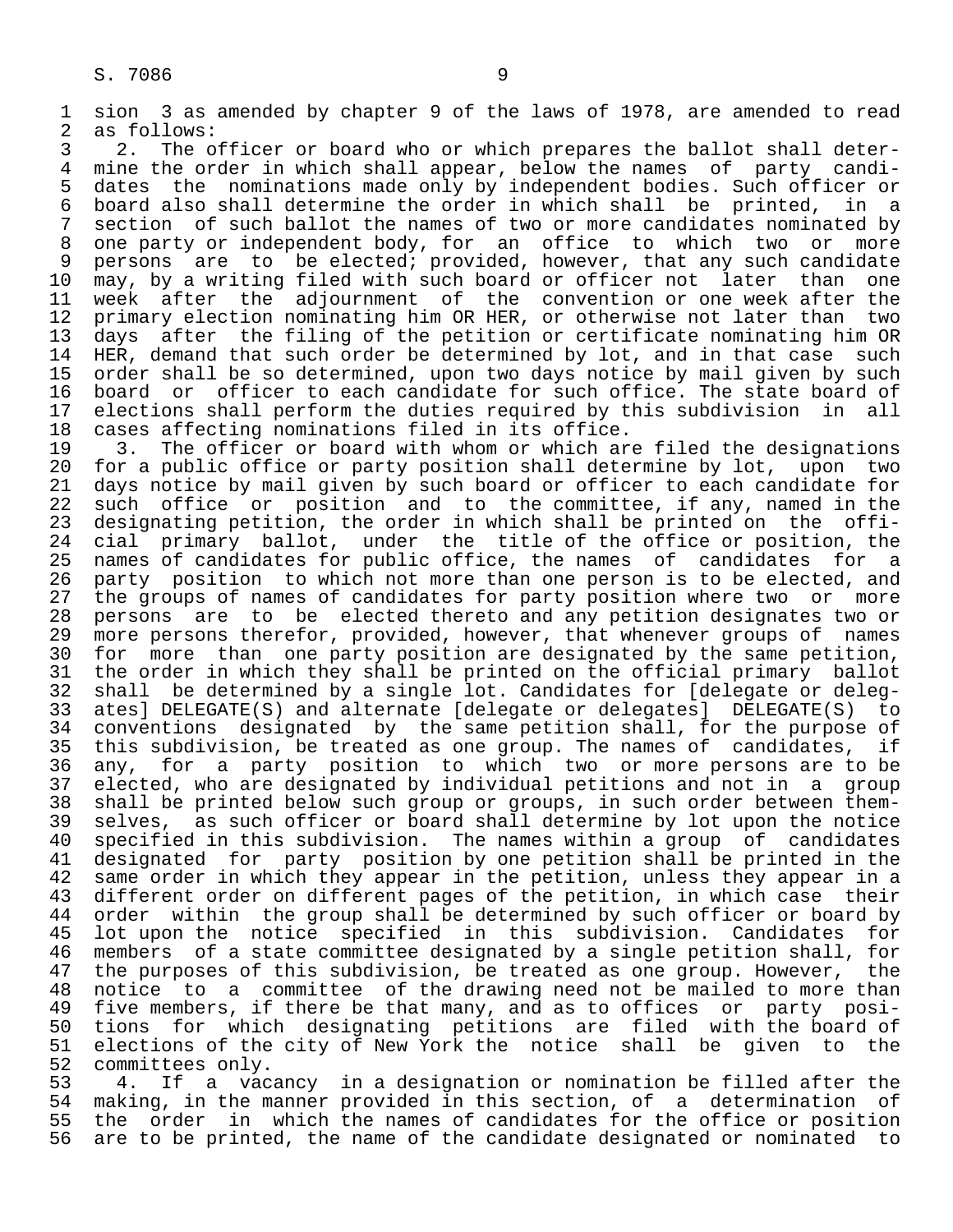sion 3 as amended by chapter 9 of the laws of 1978, are amended to read as follows:

2. The officer or board who or which prepares the ballot shall determine the order in which shall appear, below the names of party candidates the nominations made only by independent bodies. Such officer or board also shall determine the order in which shall be printed, in a section of such ballot the names of two or more candidates nominated by one party or independent body, for an office to which two or more persons are to be elected; provided, however, that any such candidate may, by a writing filed with such board or officer not later than one week after the adjournment of the convention or one week after the primary election nominating him OR HER, or otherwise not later than two days after the filing of the petition or certificate nominating him OR HER, demand that such order be determined by lot, and in that case such order shall be so determined, upon two days notice by mail given by such board or officer to each candidate for such office. The state board of elections shall perform the duties required by this subdivision in all cases affecting nominations filed in its office.

3. The officer or board with whom or which are filed the designations for a public office or party position shall determine by lot, upon two days notice by mail given by such board or officer to each candidate for such office or position and to the committee, if any, named in the designating petition, the order in which shall be printed on the official primary ballot, under the title of the office or position, the names of candidates for public office, the names of candidates for a party position to which not more than one person is to be elected, and the groups of names of candidates for party position where two or more persons are to be elected thereto and any petition designates two or more persons therefor, provided, however, that whenever groups of names for more than one party position are designated by the same petition, the order in which they shall be printed on the official primary ballot shall be determined by a single lot. Candidates for [delegate or delegates] DELEGATE(S) and alternate [delegate or delegates] DELEGATE(S) to conventions designated by the same petition shall, for the purpose of this subdivision, be treated as one group. The names of candidates, if any, for a party position to which two or more persons are to be elected, who are designated by individual petitions and not in a group shall be printed below such group or groups, in such order between themselves, as such officer or board shall determine by lot upon the notice specified in this subdivision. The names within a group of candidates designated for party position by one petition shall be printed in the same order in which they appear in the petition, unless they appear in a different order on different pages of the petition, in which case their order within the group shall be determined by such officer or board by lot upon the notice specified in this subdivision. Candidates for members of a state committee designated by a single petition shall, for the purposes of this subdivision, be treated as one group. However, the notice to a committee of the drawing need not be mailed to more than five members, if there be that many, and as to offices or party positions for which designating petitions are filed with the board of elections of the city of New York the notice shall be given to the committees only.

4. If a vacancy in a designation or nomination be filled after the making, in the manner provided in this section, of a determination of the order in which the names of candidates for the office or position are to be printed, the name of the candidate designated or nominated to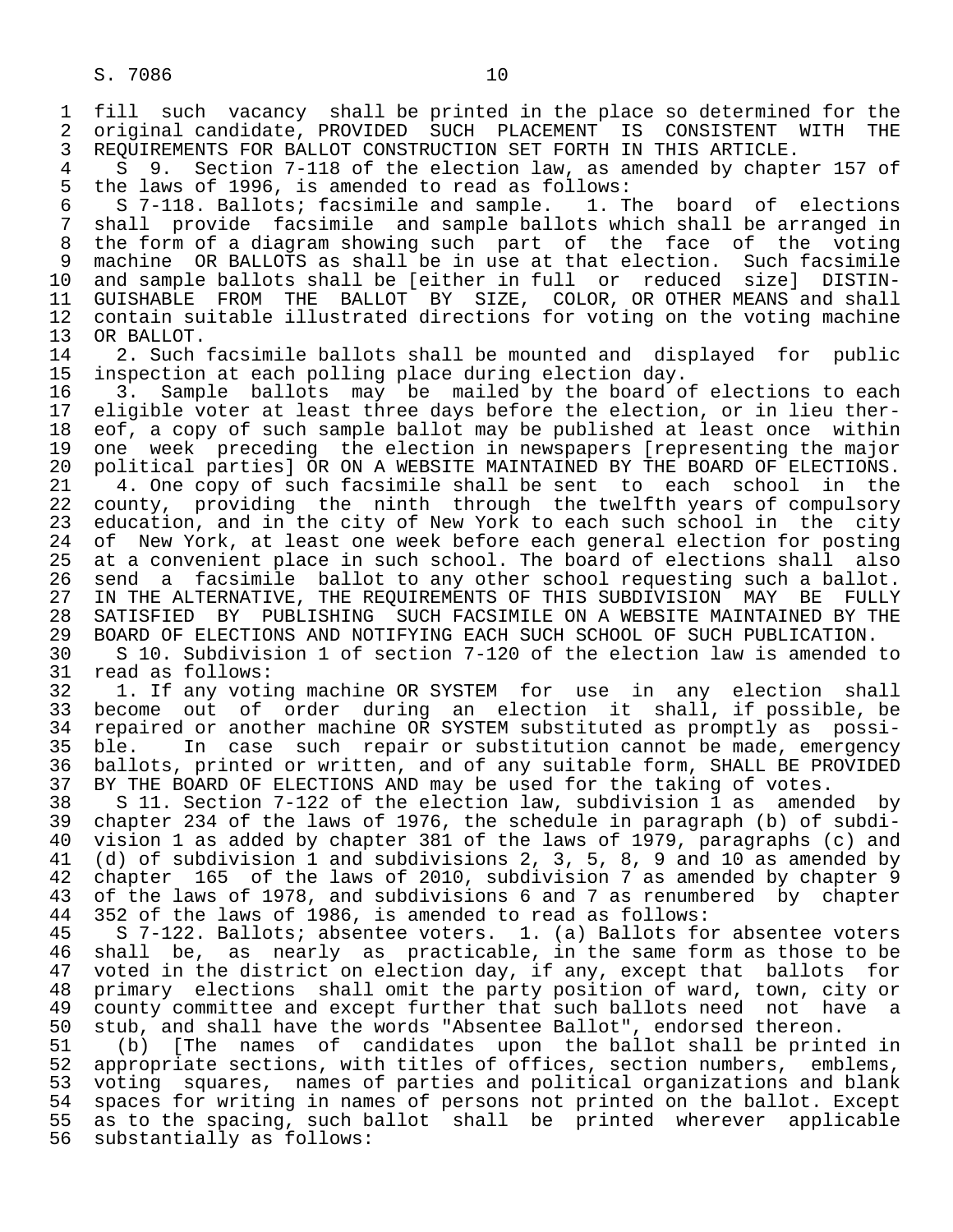fill such vacancy shall be printed in the place so determined for the original candidate, PROVIDED SUCH PLACEMENT IS CONSISTENT WITH THE REQUIREMENTS FOR BALLOT CONSTRUCTION SET FORTH IN THIS ARTICLE.

S 9. Section 7-118 of the election law, as amended by chapter 157 of the laws of 1996, is amended to read as follows:

S 7-118. Ballots; facsimile and sample. 1. The board of elections shall provide facsimile and sample ballots which shall be arranged in the form of a diagram showing such part of the face of the voting machine OR BALLOTS as shall be in use at that election. Such facsimile and sample ballots shall be [either in full or reduced size] DISTINGUISHABLE FROM THE BALLOT BY SIZE, COLOR, OR OTHER MEANS and shall contain suitable illustrated directions for voting on the voting machine OR BALLOT.

2. Such facsimile ballots shall be mounted and displayed for public inspection at each polling place during election day.

3. Sample ballots may be mailed by the board of elections to each eligible voter at least three days before the election, or in lieu thereof, a copy of such sample ballot may be published at least once within one week preceding the election in newspapers [representing the major political parties] OR ON A WEBSITE MAINTAINED BY THE BOARD OF ELECTIONS.

4. One copy of such facsimile shall be sent to each school in the county, providing the ninth through the twelfth years of compulsory education, and in the city of New York to each such school in the city of New York, at least one week before each general election for posting at a convenient place in such school. The board of elections shall also send a facsimile ballot to any other school requesting such a ballot. IN THE ALTERNATIVE, THE REQUIREMENTS OF THIS SUBDIVISION MAY BE FULLY SATISFIED BY PUBLISHING SUCH FACSIMILE ON A WEBSITE MAINTAINED BY THE BOARD OF ELECTIONS AND NOTIFYING EACH SUCH SCHOOL OF SUCH PUBLICATION.

S 10. Subdivision 1 of section 7-120 of the election law is amended to read as follows:

1. If any voting machine OR SYSTEM for use in any election shall become out of order during an election it shall, if possible, be repaired or another machine OR SYSTEM substituted as promptly as possible. In case such repair or substitution cannot be made, emergency ballots, printed or written, and of any suitable form, SHALL BE PROVIDED BY THE BOARD OF ELECTIONS AND may be used for the taking of votes.

S 11. Section 7-122 of the election law, subdivision 1 as amended by chapter 234 of the laws of 1976, the schedule in paragraph (b) of subdivision 1 as added by chapter 381 of the laws of 1979, paragraphs (c) and (d) of subdivision 1 and subdivisions 2, 3, 5, 8, 9 and 10 as amended by chapter 165 of the laws of 2010, subdivision 7 as amended by chapter 9 of the laws of 1978, and subdivisions 6 and 7 as renumbered by chapter 352 of the laws of 1986, is amended to read as follows:

S 7-122. Ballots; absentee voters. 1. (a) Ballots for absentee voters shall be, as nearly as practicable, in the same form as those to be voted in the district on election day, if any, except that ballots for primary elections shall omit the party position of ward, town, city or county committee and except further that such ballots need not have a stub, and shall have the words "Absentee Ballot", endorsed thereon.

(b) [The names of candidates upon the ballot shall be printed in appropriate sections, with titles of offices, section numbers, emblems, voting squares, names of parties and political organizations and blank spaces for writing in names of persons not printed on the ballot. Except as to the spacing, such ballot shall be printed wherever applicable substantially as follows: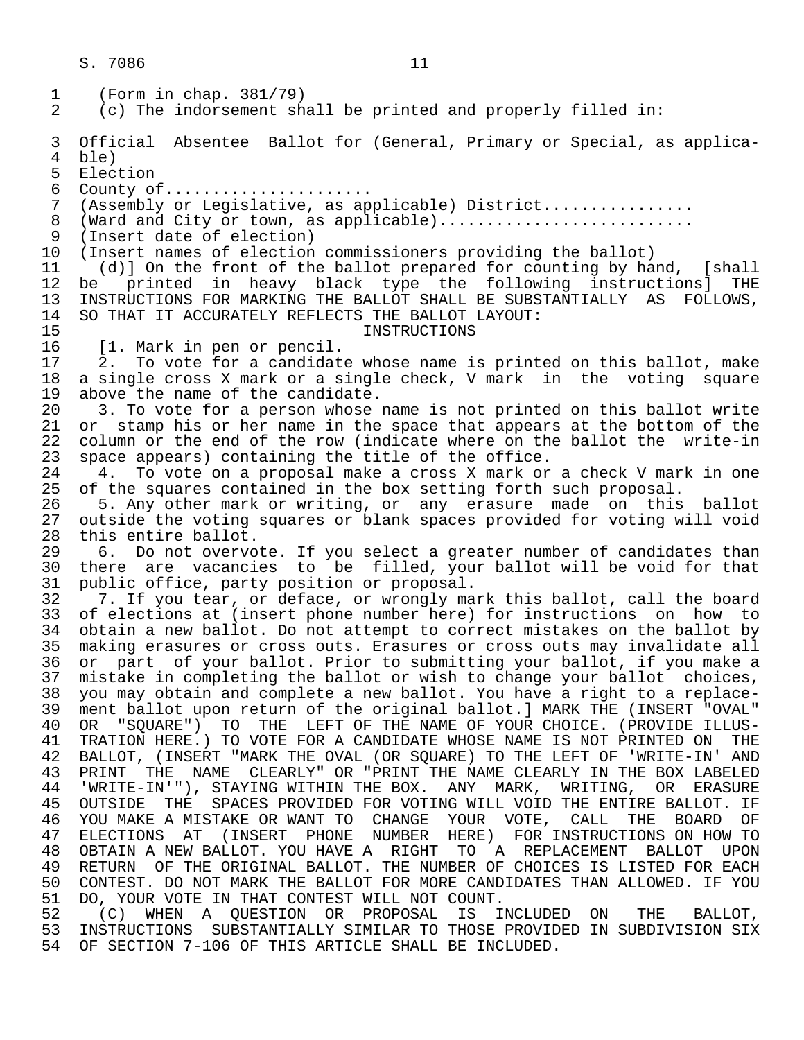(Form in chap. 381/79)

(c) The indorsement shall be printed and properly filled in:

Official Absentee Ballot for (General, Primary or Special, as applicable)
Election
County of.....................
(Assembly or Legislative, as applicable) District................
(Ward and City or town, as applicable)...........................
(Insert date of election)
(Insert names of election commissioners providing the ballot)

(d)] On the front of the ballot prepared for counting by hand, [shall be printed in heavy black type the following instructions] THE INSTRUCTIONS FOR MARKING THE BALLOT SHALL BE SUBSTANTIALLY AS FOLLOWS, SO THAT IT ACCURATELY REFLECTS THE BALLOT LAYOUT:

INSTRUCTIONS

[1. Mark in pen or pencil.

2. To vote for a candidate whose name is printed on this ballot, make a single cross X mark or a single check, V mark in the voting square above the name of the candidate.

3. To vote for a person whose name is not printed on this ballot write or stamp his or her name in the space that appears at the bottom of the column or the end of the row (indicate where on the ballot the write-in space appears) containing the title of the office.

4. To vote on a proposal make a cross X mark or a check V mark in one of the squares contained in the box setting forth such proposal.

5. Any other mark or writing, or any erasure made on this ballot outside the voting squares or blank spaces provided for voting will void this entire ballot.

6. Do not overvote. If you select a greater number of candidates than there are vacancies to be filled, your ballot will be void for that public office, party position or proposal.

7. If you tear, or deface, or wrongly mark this ballot, call the board of elections at (insert phone number here) for instructions on how to obtain a new ballot. Do not attempt to correct mistakes on the ballot by making erasures or cross outs. Erasures or cross outs may invalidate all or part of your ballot. Prior to submitting your ballot, if you make a mistake in completing the ballot or wish to change your ballot choices, you may obtain and complete a new ballot. You have a right to a replacement ballot upon return of the original ballot.] MARK THE (INSERT "OVAL" OR "SQUARE") TO THE LEFT OF THE NAME OF YOUR CHOICE. (PROVIDE ILLUSTRATION HERE.) TO VOTE FOR A CANDIDATE WHOSE NAME IS NOT PRINTED ON THE BALLOT, (INSERT "MARK THE OVAL (OR SQUARE) TO THE LEFT OF 'WRITE-IN' AND PRINT THE NAME CLEARLY" OR "PRINT THE NAME CLEARLY IN THE BOX LABELED 'WRITE-IN'"), STAYING WITHIN THE BOX. ANY MARK, WRITING, OR ERASURE OUTSIDE THE SPACES PROVIDED FOR VOTING WILL VOID THE ENTIRE BALLOT. IF YOU MAKE A MISTAKE OR WANT TO CHANGE YOUR VOTE, CALL THE BOARD OF ELECTIONS AT (INSERT PHONE NUMBER HERE) FOR INSTRUCTIONS ON HOW TO OBTAIN A NEW BALLOT. YOU HAVE A RIGHT TO A REPLACEMENT BALLOT UPON RETURN OF THE ORIGINAL BALLOT. THE NUMBER OF CHOICES IS LISTED FOR EACH CONTEST. DO NOT MARK THE BALLOT FOR MORE CANDIDATES THAN ALLOWED. IF YOU DO, YOUR VOTE IN THAT CONTEST WILL NOT COUNT.

(C) WHEN A QUESTION OR PROPOSAL IS INCLUDED ON THE BALLOT, INSTRUCTIONS SUBSTANTIALLY SIMILAR TO THOSE PROVIDED IN SUBDIVISION SIX OF SECTION 7-106 OF THIS ARTICLE SHALL BE INCLUDED.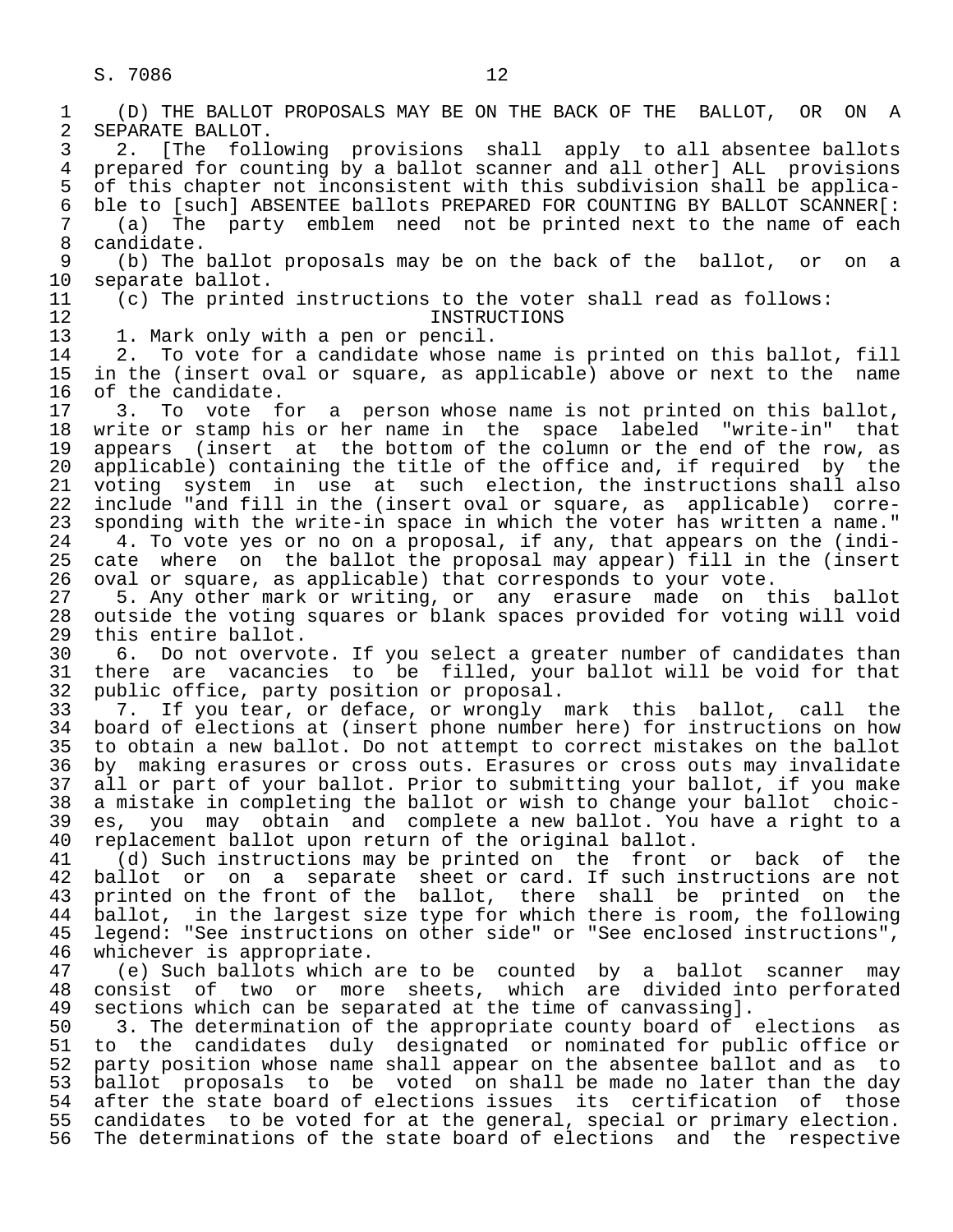(D) THE BALLOT PROPOSALS MAY BE ON THE BACK OF THE BALLOT, OR ON A SEPARATE BALLOT.

2. [The following provisions shall apply to all absentee ballots prepared for counting by a ballot scanner and all other] ALL provisions of this chapter not inconsistent with this subdivision shall be applicable to [such] ABSENTEE ballots PREPARED FOR COUNTING BY BALLOT SCANNER[:

(a) The party emblem need not be printed next to the name of each candidate.

(b) The ballot proposals may be on the back of the ballot, or on a separate ballot.

(c) The printed instructions to the voter shall read as follows:

INSTRUCTIONS

1. Mark only with a pen or pencil.

2. To vote for a candidate whose name is printed on this ballot, fill in the (insert oval or square, as applicable) above or next to the name of the candidate.

3. To vote for a person whose name is not printed on this ballot, write or stamp his or her name in the space labeled "write-in" that appears (insert at the bottom of the column or the end of the row, as applicable) containing the title of the office and, if required by the voting system in use at such election, the instructions shall also include "and fill in the (insert oval or square, as applicable) corresponding with the write-in space in which the voter has written a name."

4. To vote yes or no on a proposal, if any, that appears on the (indicate where on the ballot the proposal may appear) fill in the (insert oval or square, as applicable) that corresponds to your vote.

5. Any other mark or writing, or any erasure made on this ballot outside the voting squares or blank spaces provided for voting will void this entire ballot.

6. Do not overvote. If you select a greater number of candidates than there are vacancies to be filled, your ballot will be void for that public office, party position or proposal.

7. If you tear, or deface, or wrongly mark this ballot, call the board of elections at (insert phone number here) for instructions on how to obtain a new ballot. Do not attempt to correct mistakes on the ballot by making erasures or cross outs. Erasures or cross outs may invalidate all or part of your ballot. Prior to submitting your ballot, if you make a mistake in completing the ballot or wish to change your ballot choices, you may obtain and complete a new ballot. You have a right to a replacement ballot upon return of the original ballot.

(d) Such instructions may be printed on the front or back of the ballot or on a separate sheet or card. If such instructions are not printed on the front of the ballot, there shall be printed on the ballot, in the largest size type for which there is room, the following legend: "See instructions on other side" or "See enclosed instructions", whichever is appropriate.

(e) Such ballots which are to be counted by a ballot scanner may consist of two or more sheets, which are divided into perforated sections which can be separated at the time of canvassing].

3. The determination of the appropriate county board of elections as to the candidates duly designated or nominated for public office or party position whose name shall appear on the absentee ballot and as to ballot proposals to be voted on shall be made no later than the day after the state board of elections issues its certification of those candidates to be voted for at the general, special or primary election. The determinations of the state board of elections and the respective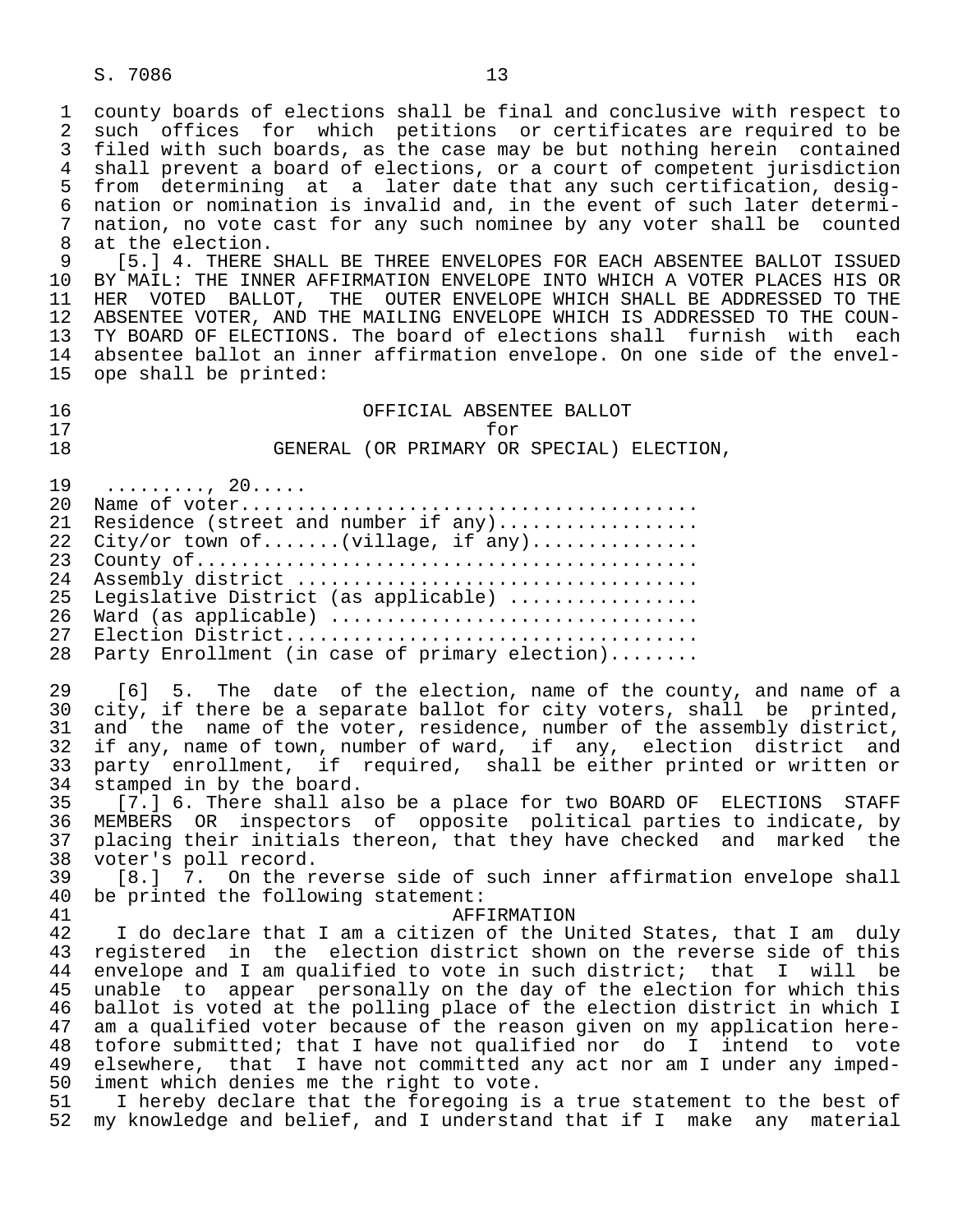county boards of elections shall be final and conclusive with respect to such offices for which petitions or certificates are required to be filed with such boards, as the case may be but nothing herein contained shall prevent a board of elections, or a court of competent jurisdiction from determining at a later date that any such certification, designation or nomination is invalid and, in the event of such later determination, no vote cast for any such nominee by any voter shall be counted at the election.

[5.] 4. THERE SHALL BE THREE ENVELOPES FOR EACH ABSENTEE BALLOT ISSUED BY MAIL: THE INNER AFFIRMATION ENVELOPE INTO WHICH A VOTER PLACES HIS OR HER VOTED BALLOT, THE OUTER ENVELOPE WHICH SHALL BE ADDRESSED TO THE ABSENTEE VOTER, AND THE MAILING ENVELOPE WHICH IS ADDRESSED TO THE COUNTY BOARD OF ELECTIONS. The board of elections shall furnish with each absentee ballot an inner affirmation envelope. On one side of the envelope shall be printed:

OFFICIAL ABSENTEE BALLOT
for
GENERAL (OR PRIMARY OR SPECIAL) ELECTION,

.........., 20.....
Name of voter.......................................
Residence (street and number if any).................
City/or town of.......(village, if any)..............
County of...........................................
Assembly district ..................................
Legislative District (as applicable) ................
Ward (as applicable) ...............................
Election District...................................
Party Enrollment (in case of primary election)........

[6] 5. The date of the election, name of the county, and name of a city, if there be a separate ballot for city voters, shall be printed, and the name of the voter, residence, number of the assembly district, if any, name of town, number of ward, if any, election district and party enrollment, if required, shall be either printed or written or stamped in by the board.

[7.] 6. There shall also be a place for two BOARD OF ELECTIONS STAFF MEMBERS OR inspectors of opposite political parties to indicate, by placing their initials thereon, that they have checked and marked the voter's poll record.

[8.] 7. On the reverse side of such inner affirmation envelope shall be printed the following statement:

AFFIRMATION

I do declare that I am a citizen of the United States, that I am duly registered in the election district shown on the reverse side of this envelope and I am qualified to vote in such district; that I will be unable to appear personally on the day of the election for which this ballot is voted at the polling place of the election district in which I am a qualified voter because of the reason given on my application heretofore submitted; that I have not qualified nor do I intend to vote elsewhere, that I have not committed any act nor am I under any impediment which denies me the right to vote.

I hereby declare that the foregoing is a true statement to the best of my knowledge and belief, and I understand that if I make any material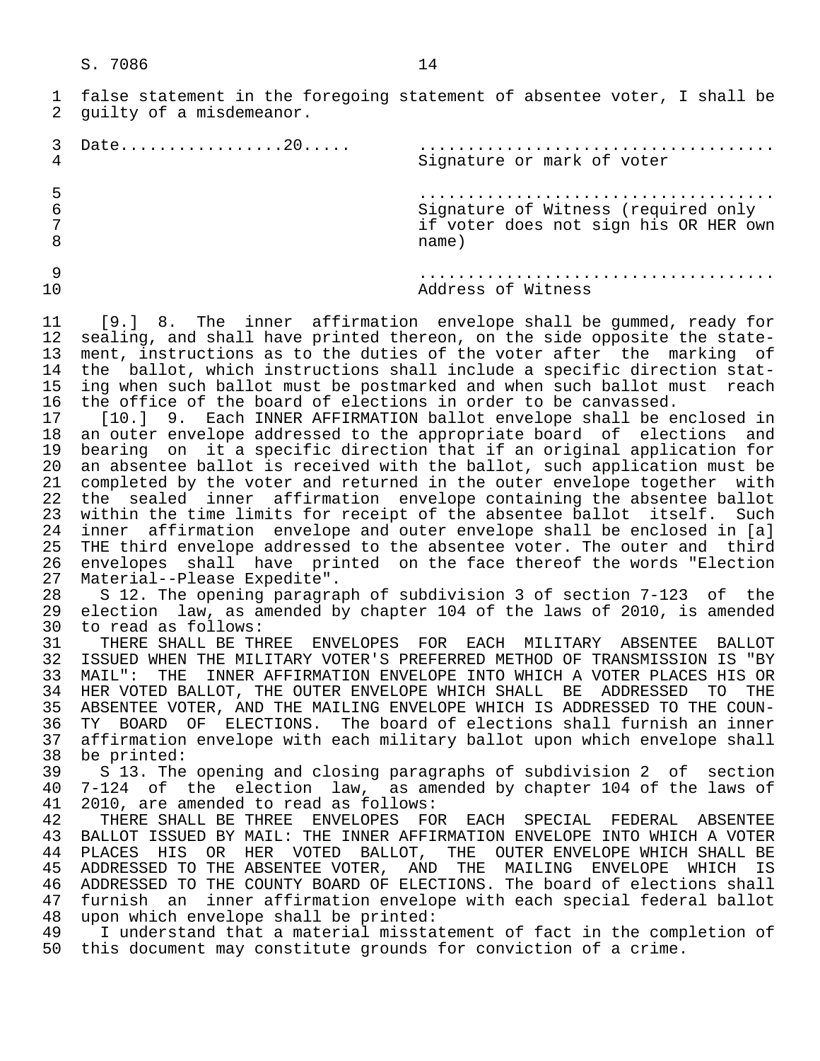false statement in the foregoing statement of absentee voter, I shall be guilty of a misdemeanor.

Date.................20.....

....................................
Signature or mark of voter

....................................
Signature of Witness (required only if voter does not sign his OR HER own name)

....................................
Address of Witness

[9.] 8. The inner affirmation envelope shall be gummed, ready for sealing, and shall have printed thereon, on the side opposite the statement, instructions as to the duties of the voter after the marking of the ballot, which instructions shall include a specific direction stating when such ballot must be postmarked and when such ballot must reach the office of the board of elections in order to be canvassed.

[10.] 9. Each INNER AFFIRMATION ballot envelope shall be enclosed in an outer envelope addressed to the appropriate board of elections and bearing on it a specific direction that if an original application for an absentee ballot is received with the ballot, such application must be completed by the voter and returned in the outer envelope together with the sealed inner affirmation envelope containing the absentee ballot within the time limits for receipt of the absentee ballot itself. Such inner affirmation envelope and outer envelope shall be enclosed in [a] THE third envelope addressed to the absentee voter. The outer and third envelopes shall have printed on the face thereof the words "Election Material--Please Expedite".

S 12. The opening paragraph of subdivision 3 of section 7-123 of the election law, as amended by chapter 104 of the laws of 2010, is amended to read as follows:

THERE SHALL BE THREE ENVELOPES FOR EACH MILITARY ABSENTEE BALLOT ISSUED WHEN THE MILITARY VOTER'S PREFERRED METHOD OF TRANSMISSION IS "BY MAIL": THE INNER AFFIRMATION ENVELOPE INTO WHICH A VOTER PLACES HIS OR HER VOTED BALLOT, THE OUTER ENVELOPE WHICH SHALL BE ADDRESSED TO THE ABSENTEE VOTER, AND THE MAILING ENVELOPE WHICH IS ADDRESSED TO THE COUNTY BOARD OF ELECTIONS. The board of elections shall furnish an inner affirmation envelope with each military ballot upon which envelope shall be printed:

S 13. The opening and closing paragraphs of subdivision 2 of section 7-124 of the election law, as amended by chapter 104 of the laws of 2010, are amended to read as follows:

THERE SHALL BE THREE ENVELOPES FOR EACH SPECIAL FEDERAL ABSENTEE BALLOT ISSUED BY MAIL: THE INNER AFFIRMATION ENVELOPE INTO WHICH A VOTER PLACES HIS OR HER VOTED BALLOT, THE OUTER ENVELOPE WHICH SHALL BE ADDRESSED TO THE ABSENTEE VOTER, AND THE MAILING ENVELOPE WHICH IS ADDRESSED TO THE COUNTY BOARD OF ELECTIONS. The board of elections shall furnish an inner affirmation envelope with each special federal ballot upon which envelope shall be printed:

I understand that a material misstatement of fact in the completion of this document may constitute grounds for conviction of a crime.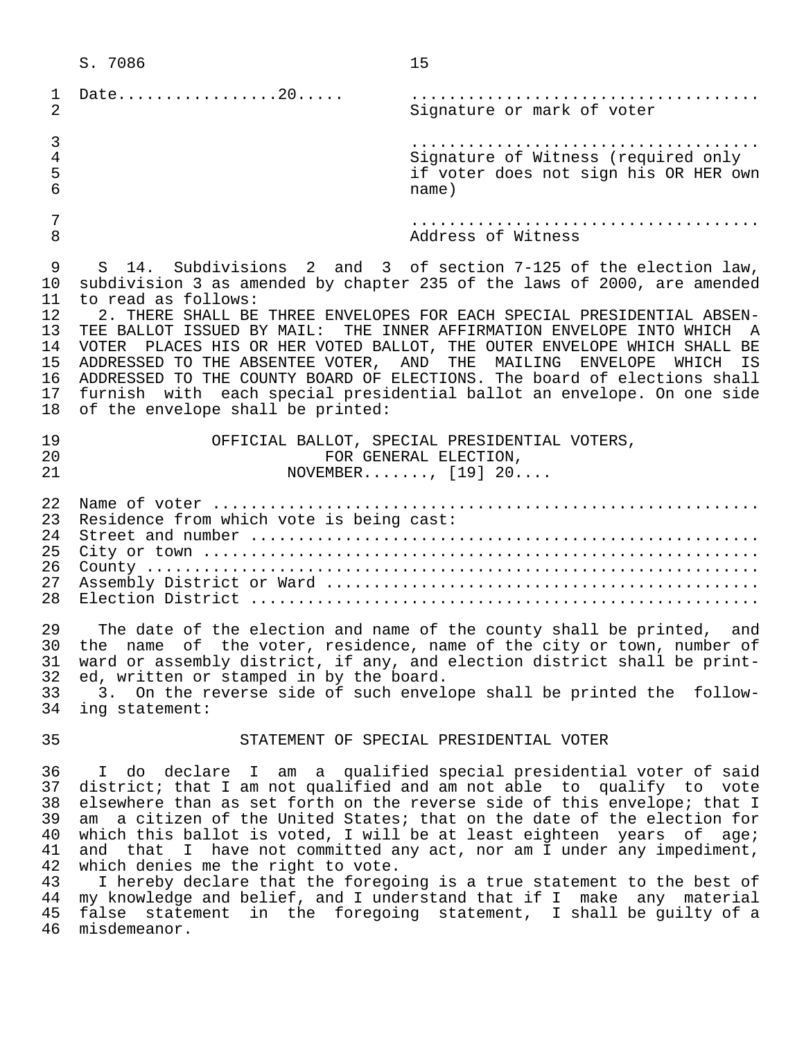Date.................20.....  ....................................
Signature or mark of voter

....................................
Signature of Witness (required only if voter does not sign his OR HER own name)

....................................
Address of Witness

S 14. Subdivisions 2 and 3 of section 7-125 of the election law, subdivision 3 as amended by chapter 235 of the laws of 2000, are amended to read as follows:

2. THERE SHALL BE THREE ENVELOPES FOR EACH SPECIAL PRESIDENTIAL ABSENTEE BALLOT ISSUED BY MAIL: THE INNER AFFIRMATION ENVELOPE INTO WHICH A VOTER PLACES HIS OR HER VOTED BALLOT, THE OUTER ENVELOPE WHICH SHALL BE ADDRESSED TO THE ABSENTEE VOTER, AND THE MAILING ENVELOPE WHICH IS ADDRESSED TO THE COUNTY BOARD OF ELECTIONS. The board of elections shall furnish with each special presidential ballot an envelope. On one side of the envelope shall be printed:

OFFICIAL BALLOT, SPECIAL PRESIDENTIAL VOTERS,
FOR GENERAL ELECTION,
NOVEMBER......., [19] 20....

Name of voter ..........................................................
Residence from which vote is being cast:
Street and number ......................................................
City or town ...........................................................
County .................................................................
Assembly District or Ward ..............................................
Election District ......................................................

The date of the election and name of the county shall be printed, and the name of the voter, residence, name of the city or town, number of ward or assembly district, if any, and election district shall be printed, written or stamped in by the board.

3. On the reverse side of such envelope shall be printed the following statement:

STATEMENT OF SPECIAL PRESIDENTIAL VOTER

I do declare I am a qualified special presidential voter of said district; that I am not qualified and am not able to qualify to vote elsewhere than as set forth on the reverse side of this envelope; that I am a citizen of the United States; that on the date of the election for which this ballot is voted, I will be at least eighteen years of age; and that I have not committed any act, nor am I under any impediment, which denies me the right to vote.

I hereby declare that the foregoing is a true statement to the best of my knowledge and belief, and I understand that if I make any material false statement in the foregoing statement, I shall be guilty of a misdemeanor.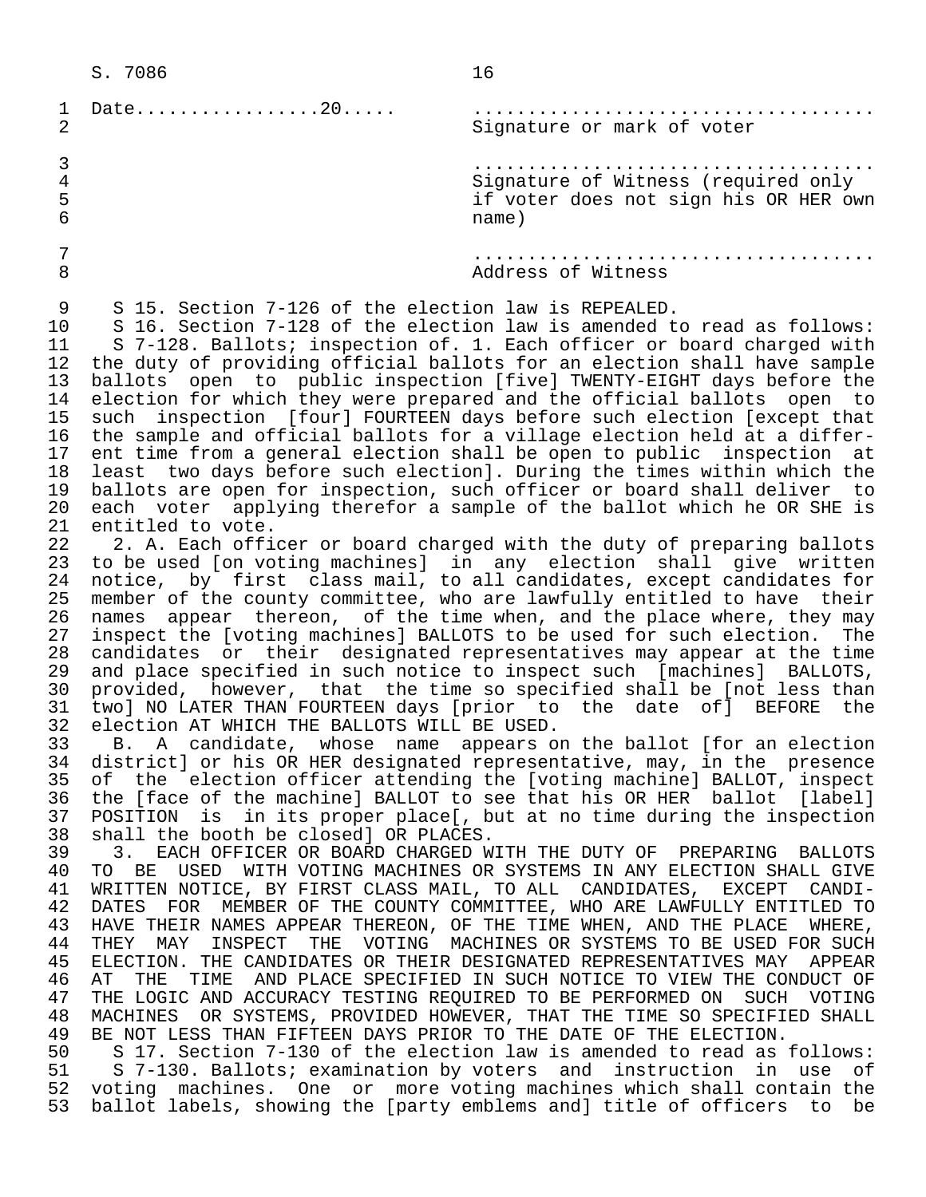Date.................20.....                    .....................................
                                                Signature or mark of voter

                                                .....................................
                                                Signature of Witness (required only if voter does not sign his OR HER own name)

                                                .....................................
                                                Address of Witness

S 15. Section 7-126 of the election law is REPEALED.

S 16. Section 7-128 of the election law is amended to read as follows:

S 7-128. Ballots; inspection of. 1. Each officer or board charged with the duty of providing official ballots for an election shall have sample ballots open to public inspection [five] TWENTY-EIGHT days before the election for which they were prepared and the official ballots open to such inspection [four] FOURTEEN days before such election [except that the sample and official ballots for a village election held at a different time from a general election shall be open to public inspection at least two days before such election]. During the times within which the ballots are open for inspection, such officer or board shall deliver to each voter applying therefor a sample of the ballot which he OR SHE is entitled to vote.

2. A. Each officer or board charged with the duty of preparing ballots to be used [on voting machines] in any election shall give written notice, by first class mail, to all candidates, except candidates for member of the county committee, who are lawfully entitled to have their names appear thereon, of the time when, and the place where, they may inspect the [voting machines] BALLOTS to be used for such election. The candidates or their designated representatives may appear at the time and place specified in such notice to inspect such [machines] BALLOTS, provided, however, that the time so specified shall be [not less than two] NO LATER THAN FOURTEEN days [prior to the date of] BEFORE the election AT WHICH THE BALLOTS WILL BE USED.

B. A candidate, whose name appears on the ballot [for an election district] or his OR HER designated representative, may, in the presence of the election officer attending the [voting machine] BALLOT, inspect the [face of the machine] BALLOT to see that his OR HER ballot [label] POSITION is in its proper place[, but at no time during the inspection shall the booth be closed] OR PLACES.

3. EACH OFFICER OR BOARD CHARGED WITH THE DUTY OF PREPARING BALLOTS TO BE USED WITH VOTING MACHINES OR SYSTEMS IN ANY ELECTION SHALL GIVE WRITTEN NOTICE, BY FIRST CLASS MAIL, TO ALL CANDIDATES, EXCEPT CANDIDATES FOR MEMBER OF THE COUNTY COMMITTEE, WHO ARE LAWFULLY ENTITLED TO HAVE THEIR NAMES APPEAR THEREON, OF THE TIME WHEN, AND THE PLACE WHERE, THEY MAY INSPECT THE VOTING MACHINES OR SYSTEMS TO BE USED FOR SUCH ELECTION. THE CANDIDATES OR THEIR DESIGNATED REPRESENTATIVES MAY APPEAR AT THE TIME AND PLACE SPECIFIED IN SUCH NOTICE TO VIEW THE CONDUCT OF THE LOGIC AND ACCURACY TESTING REQUIRED TO BE PERFORMED ON SUCH VOTING MACHINES OR SYSTEMS, PROVIDED HOWEVER, THAT THE TIME SO SPECIFIED SHALL BE NOT LESS THAN FIFTEEN DAYS PRIOR TO THE DATE OF THE ELECTION.

S 17. Section 7-130 of the election law is amended to read as follows:

S 7-130. Ballots; examination by voters and instruction in use of voting machines. One or more voting machines which shall contain the ballot labels, showing the [party emblems and] title of officers to be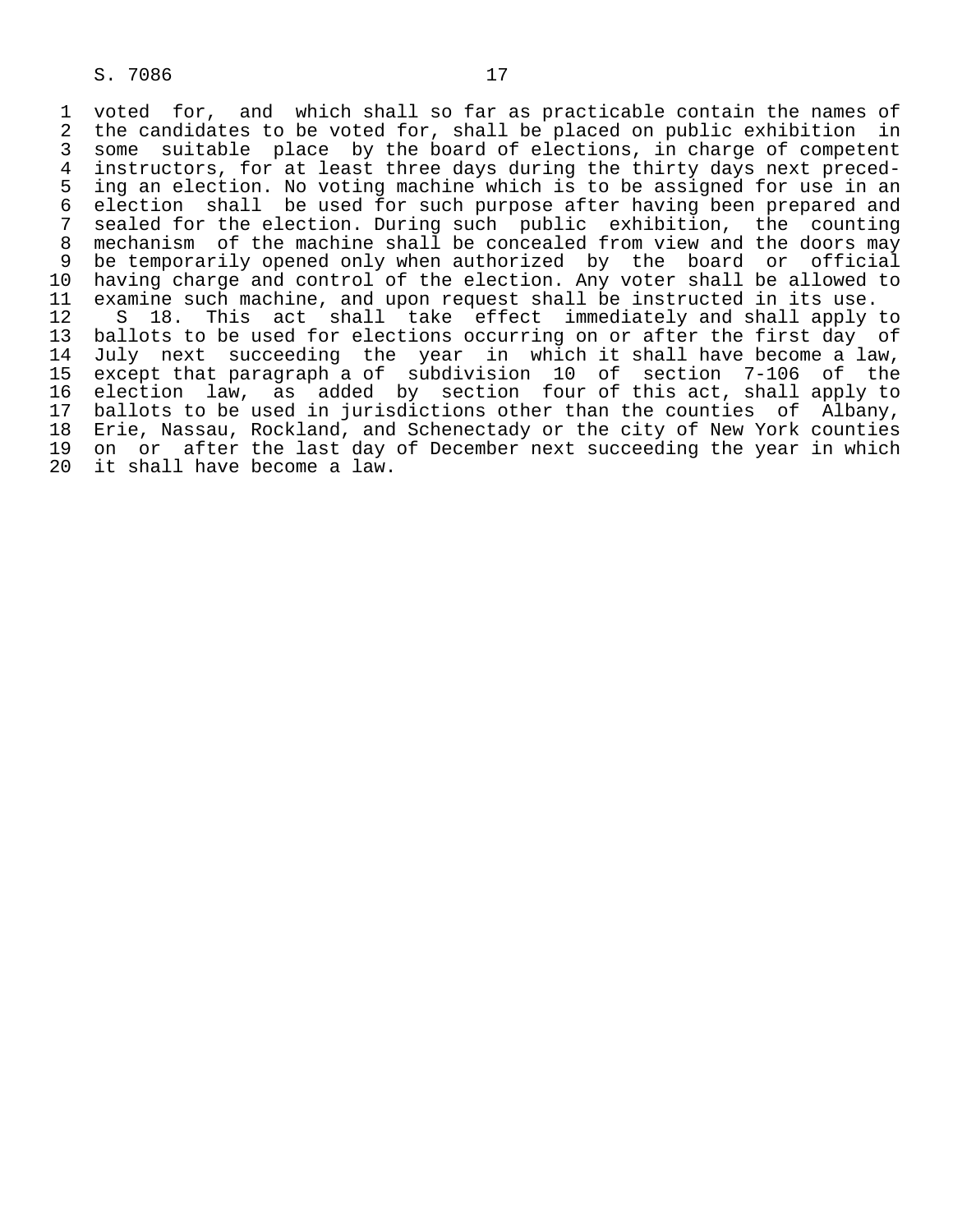voted for, and which shall so far as practicable contain the names of the candidates to be voted for, shall be placed on public exhibition in some suitable place by the board of elections, in charge of competent instructors, for at least three days during the thirty days next preceding an election. No voting machine which is to be assigned for use in an election shall be used for such purpose after having been prepared and sealed for the election. During such public exhibition, the counting mechanism of the machine shall be concealed from view and the doors may be temporarily opened only when authorized by the board or official having charge and control of the election. Any voter shall be allowed to examine such machine, and upon request shall be instructed in its use.

S 18. This act shall take effect immediately and shall apply to ballots to be used for elections occurring on or after the first day of July next succeeding the year in which it shall have become a law, except that paragraph a of subdivision 10 of section 7-106 of the election law, as added by section four of this act, shall apply to ballots to be used in jurisdictions other than the counties of Albany, Erie, Nassau, Rockland, and Schenectady or the city of New York counties on or after the last day of December next succeeding the year in which it shall have become a law.